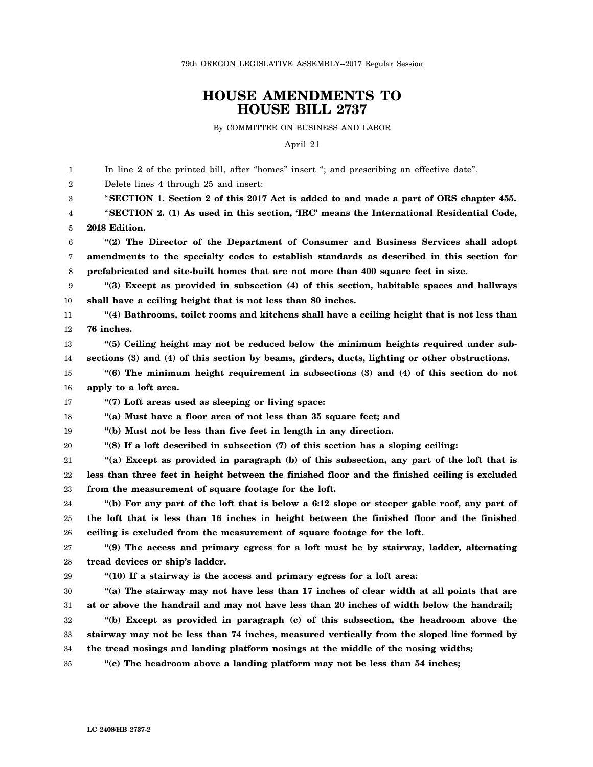79th OREGON LEGISLATIVE ASSEMBLY--2017 Regular Session

# HOUSE AMENDMENTS TO HOUSE BILL 2737

By COMMITTEE ON BUSINESS AND LABOR

April 21

In line 2 of the printed bill, after "homes" insert "; and prescribing an effective date".

Delete lines 4 through 25 and insert:

"**SECTION 1. Section 2 of this 2017 Act is added to and made a part of ORS chapter 455.**

"**SECTION 2. (1) As used in this section, 'IRC' means the International Residential Code, 2018 Edition.**

**"(2) The Director of the Department of Consumer and Business Services shall adopt amendments to the specialty codes to establish standards as described in this section for prefabricated and site-built homes that are not more than 400 square feet in size.**

**"(3) Except as provided in subsection (4) of this section, habitable spaces and hallways shall have a ceiling height that is not less than 80 inches.**

**"(4) Bathrooms, toilet rooms and kitchens shall have a ceiling height that is not less than 76 inches.**

**"(5) Ceiling height may not be reduced below the minimum heights required under subsections (3) and (4) of this section by beams, girders, ducts, lighting or other obstructions.**

**"(6) The minimum height requirement in subsections (3) and (4) of this section do not apply to a loft area.**

**"(7) Loft areas used as sleeping or living space:**

**"(a) Must have a floor area of not less than 35 square feet; and**

**"(b) Must not be less than five feet in length in any direction.**

**"(8) If a loft described in subsection (7) of this section has a sloping ceiling:**

**"(a) Except as provided in paragraph (b) of this subsection, any part of the loft that is less than three feet in height between the finished floor and the finished ceiling is excluded from the measurement of square footage for the loft.**

**"(b) For any part of the loft that is below a 6:12 slope or steeper gable roof, any part of the loft that is less than 16 inches in height between the finished floor and the finished ceiling is excluded from the measurement of square footage for the loft.**

**"(9) The access and primary egress for a loft must be by stairway, ladder, alternating tread devices or ship's ladder.**

**"(10) If a stairway is the access and primary egress for a loft area:**

**"(a) The stairway may not have less than 17 inches of clear width at all points that are at or above the handrail and may not have less than 20 inches of width below the handrail;**

**"(b) Except as provided in paragraph (c) of this subsection, the headroom above the stairway may not be less than 74 inches, measured vertically from the sloped line formed by the tread nosings and landing platform nosings at the middle of the nosing widths;**

**"(c) The headroom above a landing platform may not be less than 54 inches;**

LC 2408/HB 2737-2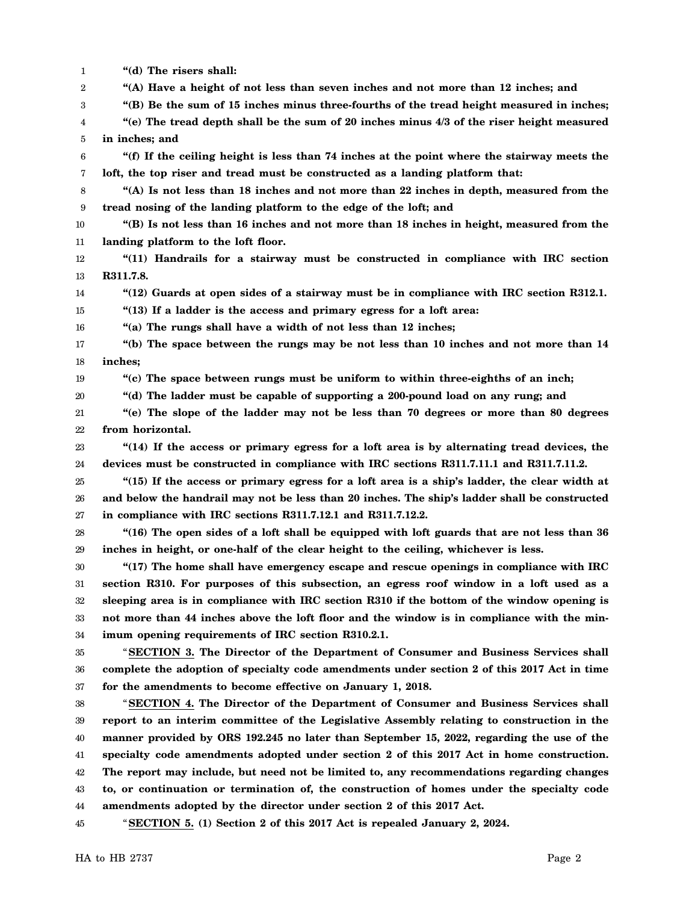**“(d) The risers shall:**

**“(A) Have a height of not less than seven inches and not more than 12 inches; and**

**“(B) Be the sum of 15 inches minus three-fourths of the tread height measured in inches;**

**“(e) The tread depth shall be the sum of 20 inches minus 4/3 of the riser height measured in inches; and**

**“(f) If the ceiling height is less than 74 inches at the point where the stairway meets the loft, the top riser and tread must be constructed as a landing platform that:**

**“(A) Is not less than 18 inches and not more than 22 inches in depth, measured from the tread nosing of the landing platform to the edge of the loft; and**

**“(B) Is not less than 16 inches and not more than 18 inches in height, measured from the landing platform to the loft floor.**

**“(11) Handrails for a stairway must be constructed in compliance with IRC section R311.7.8.**

**“(12) Guards at open sides of a stairway must be in compliance with IRC section R312.1.**

**“(13) If a ladder is the access and primary egress for a loft area:**

**“(a) The rungs shall have a width of not less than 12 inches;**

**“(b) The space between the rungs may be not less than 10 inches and not more than 14 inches;**

**“(c) The space between rungs must be uniform to within three-eighths of an inch;**

**“(d) The ladder must be capable of supporting a 200-pound load on any rung; and**

**“(e) The slope of the ladder may not be less than 70 degrees or more than 80 degrees from horizontal.**

**“(14) If the access or primary egress for a loft area is by alternating tread devices, the devices must be constructed in compliance with IRC sections R311.7.11.1 and R311.7.11.2.**

**“(15) If the access or primary egress for a loft area is a ship’s ladder, the clear width at and below the handrail may not be less than 20 inches. The ship’s ladder shall be constructed in compliance with IRC sections R311.7.12.1 and R311.7.12.2.**

**“(16) The open sides of a loft shall be equipped with loft guards that are not less than 36 inches in height, or one-half of the clear height to the ceiling, whichever is less.**

**“(17) The home shall have emergency escape and rescue openings in compliance with IRC section R310. For purposes of this subsection, an egress roof window in a loft used as a sleeping area is in compliance with IRC section R310 if the bottom of the window opening is not more than 44 inches above the loft floor and the window is in compliance with the minimum opening requirements of IRC section R310.2.1.**

“**SECTION 3. The Director of the Department of Consumer and Business Services shall complete the adoption of specialty code amendments under section 2 of this 2017 Act in time for the amendments to become effective on January 1, 2018.**

“**SECTION 4. The Director of the Department of Consumer and Business Services shall report to an interim committee of the Legislative Assembly relating to construction in the manner provided by ORS 192.245 no later than September 15, 2022, regarding the use of the specialty code amendments adopted under section 2 of this 2017 Act in home construction. The report may include, but need not be limited to, any recommendations regarding changes to, or continuation or termination of, the construction of homes under the specialty code amendments adopted by the director under section 2 of this 2017 Act.**

“**SECTION 5. (1) Section 2 of this 2017 Act is repealed January 2, 2024.**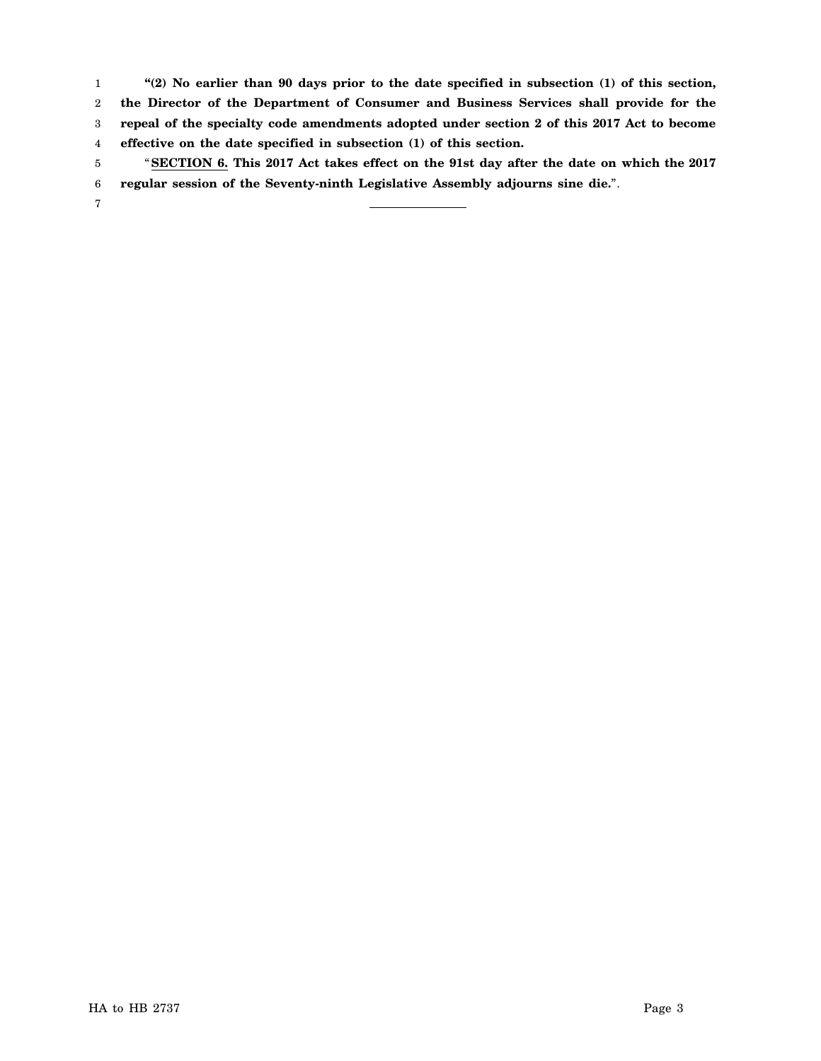**"(2) No earlier than 90 days prior to the date specified in subsection (1) of this section, the Director of the Department of Consumer and Business Services shall provide for the repeal of the specialty code amendments adopted under section 2 of this 2017 Act to become effective on the date specified in subsection (1) of this section.**

"**SECTION 6. This 2017 Act takes effect on the 91st day after the date on which the 2017 regular session of the Seventy-ninth Legislative Assembly adjourns sine die.**".

---